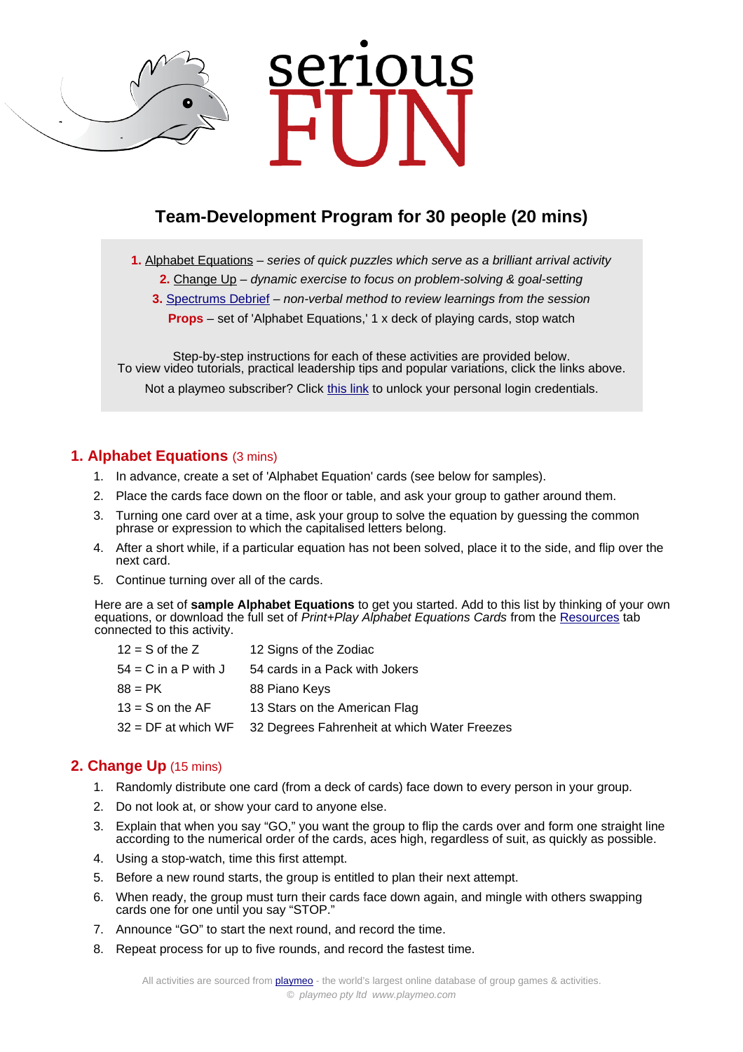# serious FUN

## Team-Development Program for 30 people (20 mins)

**1.** Alphabet Equations – *series of quick puzzles which serve as a brilliant arrival activity*
**2.** Change Up – *dynamic exercise to focus on problem-solving & goal-setting*
**3.** Spectrums Debrief – *non-verbal method to review learnings from the session*
**Props** – set of 'Alphabet Equations,' 1 x deck of playing cards, stop watch

Step-by-step instructions for each of these activities are provided below.
To view video tutorials, practical leadership tips and popular variations, click the links above.

Not a playmeo subscriber? Click this link to unlock your personal login credentials.

### 1. Alphabet Equations (3 mins)

1. In advance, create a set of 'Alphabet Equation' cards (see below for samples).
2. Place the cards face down on the floor or table, and ask your group to gather around them.
3. Turning one card over at a time, ask your group to solve the equation by guessing the common phrase or expression to which the capitalised letters belong.
4. After a short while, if a particular equation has not been solved, place it to the side, and flip over the next card.
5. Continue turning over all of the cards.

Here are a set of **sample Alphabet Equations** to get you started. Add to this list by thinking of your own equations, or download the full set of *Print+Play Alphabet Equations Cards* from the Resources tab connected to this activity.

| | |
|---|---|
| 12 = S of the Z | 12 Signs of the Zodiac |
| 54 = C in a P with J | 54 cards in a Pack with Jokers |
| 88 = PK | 88 Piano Keys |
| 13 = S on the AF | 13 Stars on the American Flag |
| 32 = DF at which WF | 32 Degrees Fahrenheit at which Water Freezes |

### 2. Change Up (15 mins)

1. Randomly distribute one card (from a deck of cards) face down to every person in your group.
2. Do not look at, or show your card to anyone else.
3. Explain that when you say "GO," you want the group to flip the cards over and form one straight line according to the numerical order of the cards, aces high, regardless of suit, as quickly as possible.
4. Using a stop-watch, time this first attempt.
5. Before a new round starts, the group is entitled to plan their next attempt.
6. When ready, the group must turn their cards face down again, and mingle with others swapping cards one for one until you say "STOP."
7. Announce "GO" to start the next round, and record the time.
8. Repeat process for up to five rounds, and record the fastest time.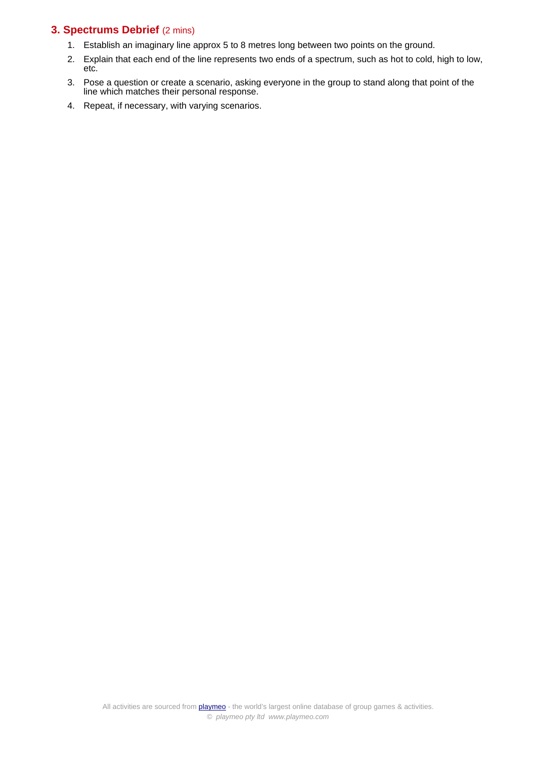### 3. Spectrums Debrief (2 mins)

1. Establish an imaginary line approx 5 to 8 metres long between two points on the ground.
2. Explain that each end of the line represents two ends of a spectrum, such as hot to cold, high to low, etc.
3. Pose a question or create a scenario, asking everyone in the group to stand along that point of the line which matches their personal response.
4. Repeat, if necessary, with varying scenarios.